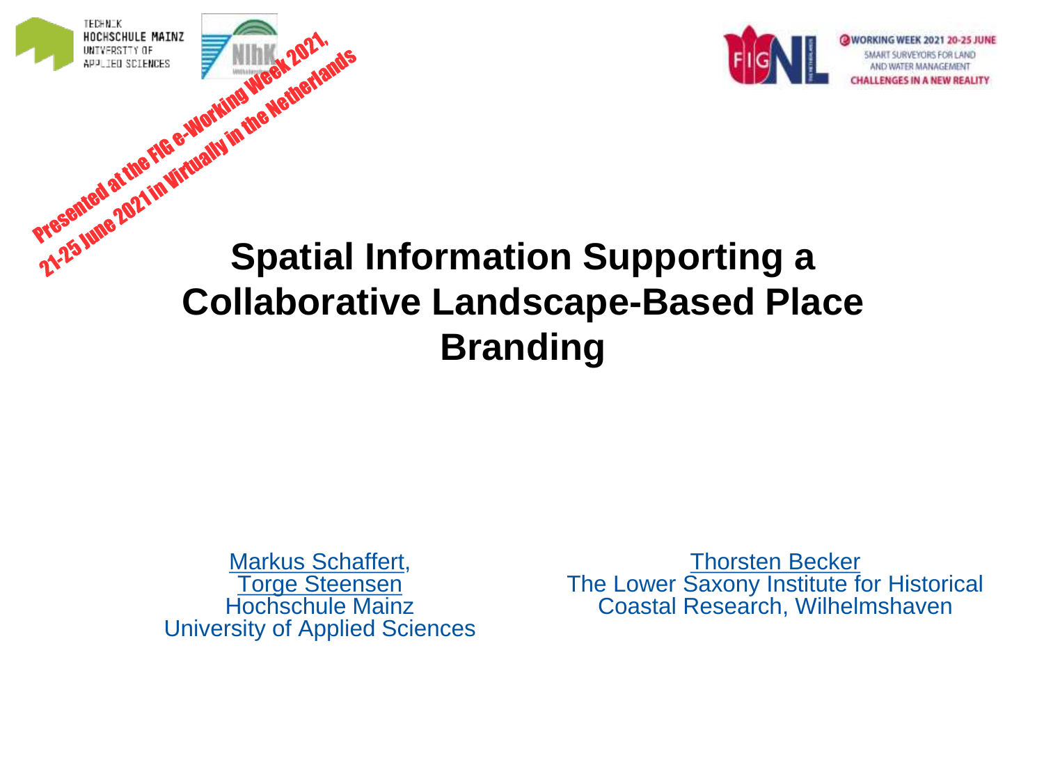TECHNIK
HOCHSCHULE MAINZ
UNIVERSITY OF
APPLIED SCIENCES

Presented at the FIG e-Working Week 2021,
21-25 June 2021 in Virtually in the Netherlands

@WORKING WEEK 2021 20-25 JUNE
SMART SURVEYORS FOR LAND AND WATER MANAGEMENT
CHALLENGES IN A NEW REALITY

# Spatial Information Supporting a Collaborative Landscape-Based Place Branding

Markus Schaffert,
Torge Steensen
Hochschule Mainz
University of Applied Sciences

Thorsten Becker
The Lower Saxony Institute for Historical Coastal Research, Wilhelmshaven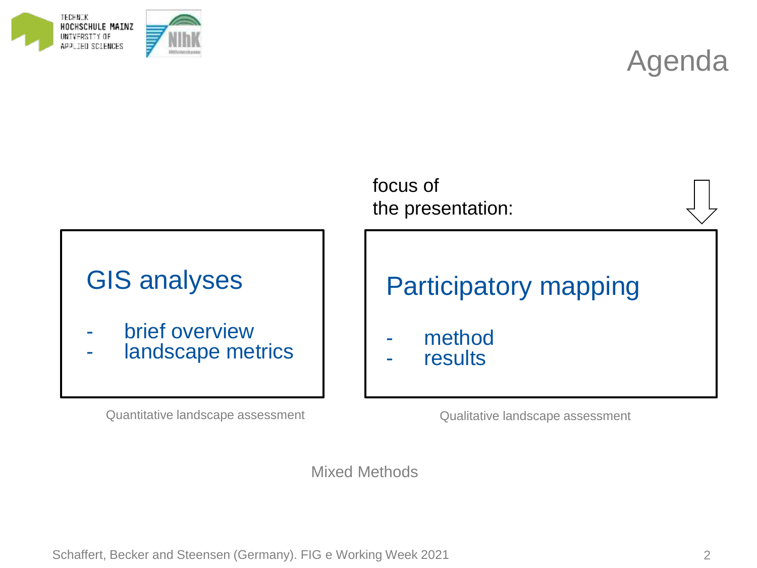# Agenda

focus of
the presentation:

## GIS analyses

- brief overview
- landscape metrics

Quantitative landscape assessment

## Participatory mapping

- method
- results

Qualitative landscape assessment

Mixed Methods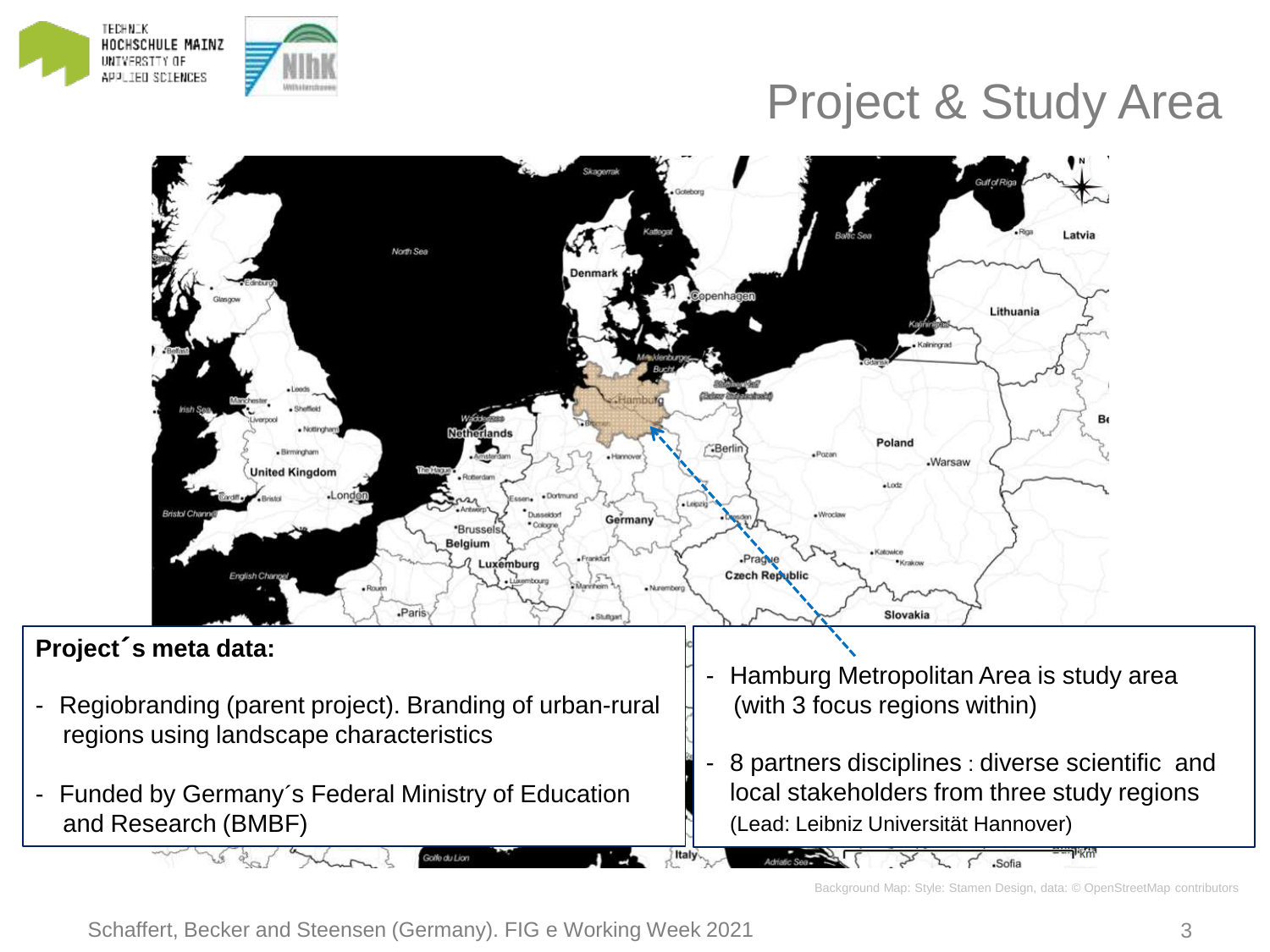# Project & Study Area

**Project´s meta data:**

- Regiobranding (parent project). Branding of urban-rural regions using landscape characteristics
- Funded by Germany´s Federal Ministry of Education and Research (BMBF)

- Hamburg Metropolitan Area is study area (with 3 focus regions within)
- 8 partners disciplines : diverse scientific and local stakeholders from three study regions (Lead: Leibniz Universität Hannover)

Background Map: Style: Stamen Design, data: © OpenStreetMap contributors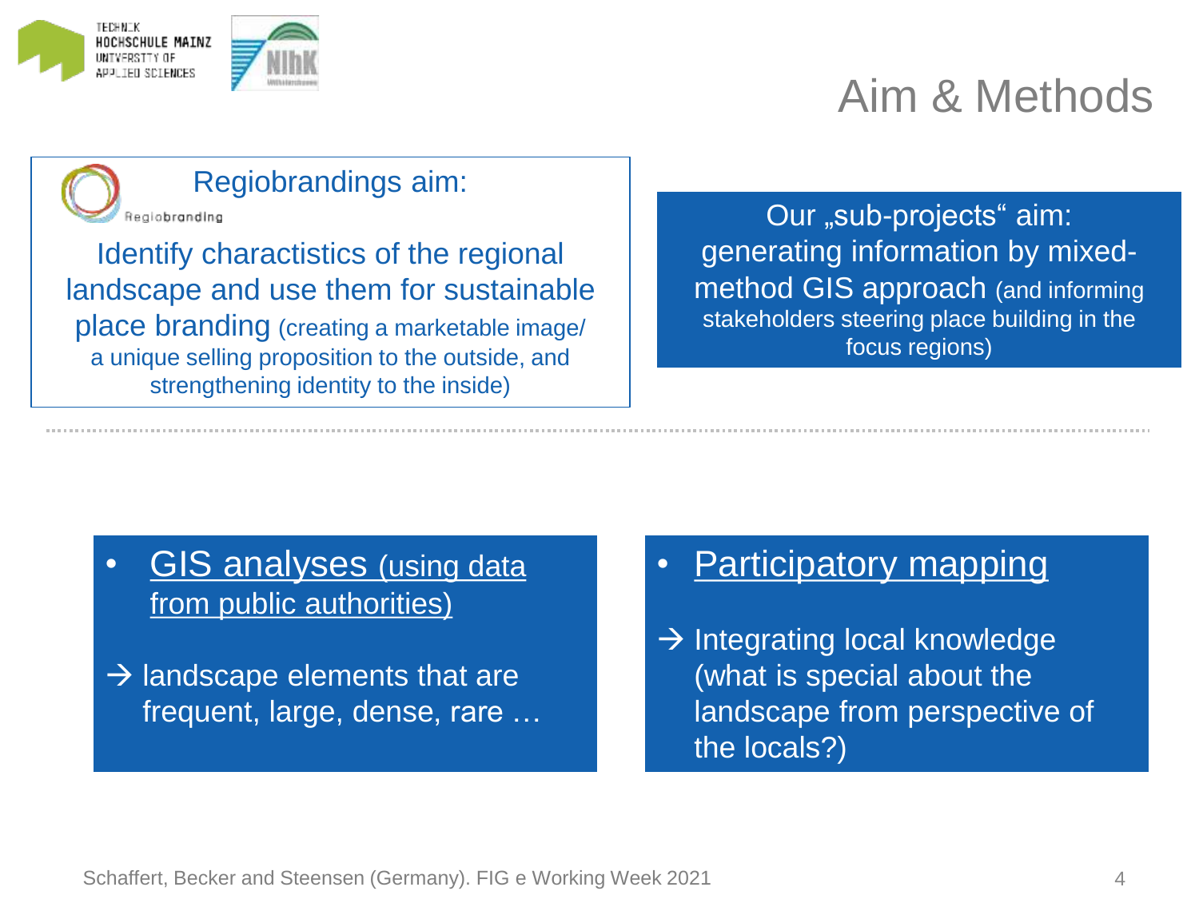# Aim & Methods

**Regiobrandings aim:**

Identify charactistics of the regional landscape and use them for sustainable place branding (creating a marketable image/ a unique selling proposition to the outside, and strengthening identity to the inside)

Our „sub-projects“ aim: generating information by mixed-method GIS approach (and informing stakeholders steering place building in the focus regions)

- GIS analyses (using data from public authorities)

→ landscape elements that are frequent, large, dense, rare …

- Participatory mapping

→ Integrating local knowledge (what is special about the landscape from perspective of the locals?)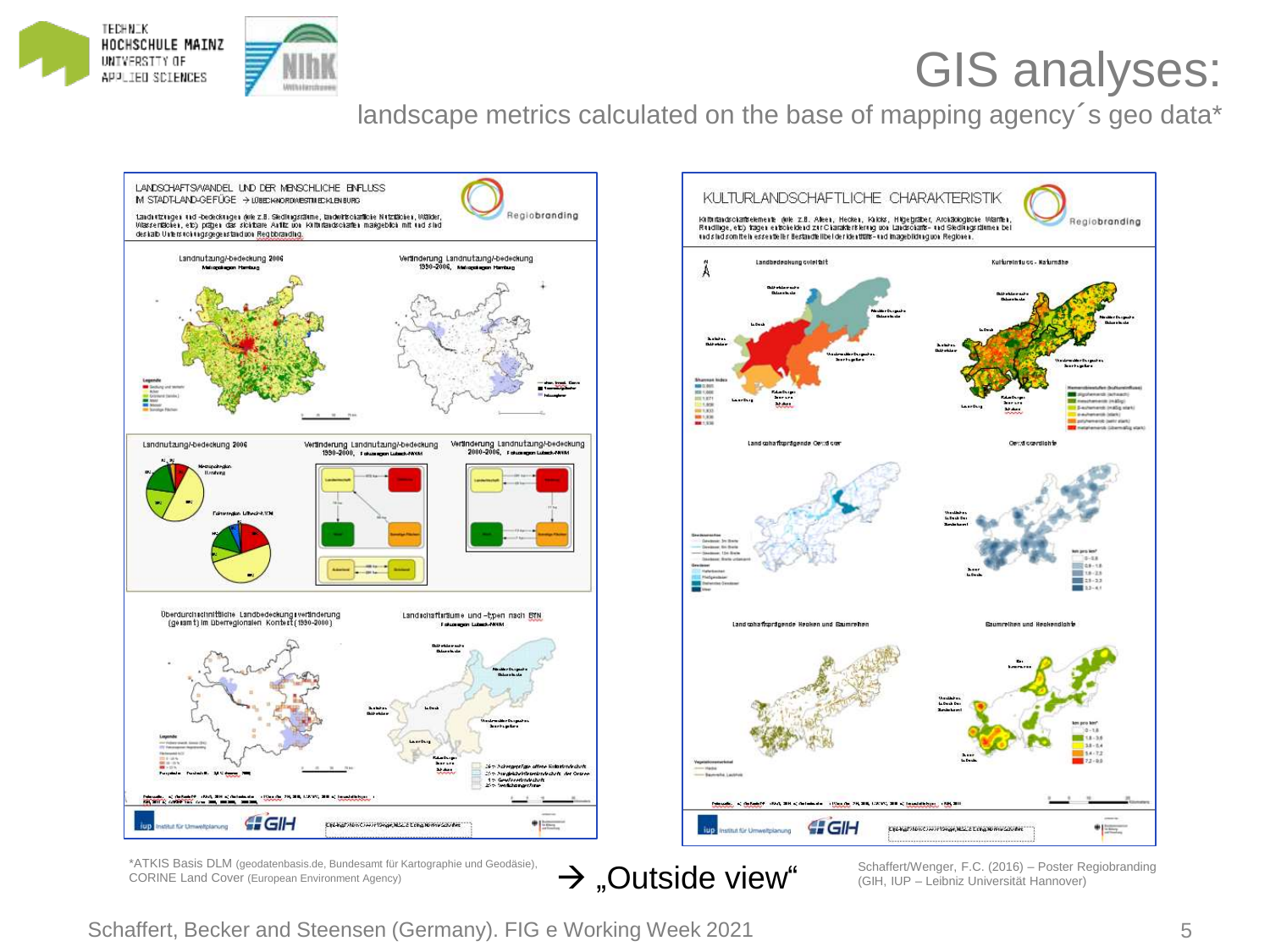# GIS analyses:

landscape metrics calculated on the base of mapping agency´s geo data*

*ATKIS Basis DLM (geodatenbasis.de, Bundesamt für Kartographie und Geodäsie), CORINE Land Cover (European Environment Agency)

→ „Outside view“

Schaffert/Wenger, F.C. (2016) – Poster Regiobranding (GIH, IUP – Leibniz Universität Hannover)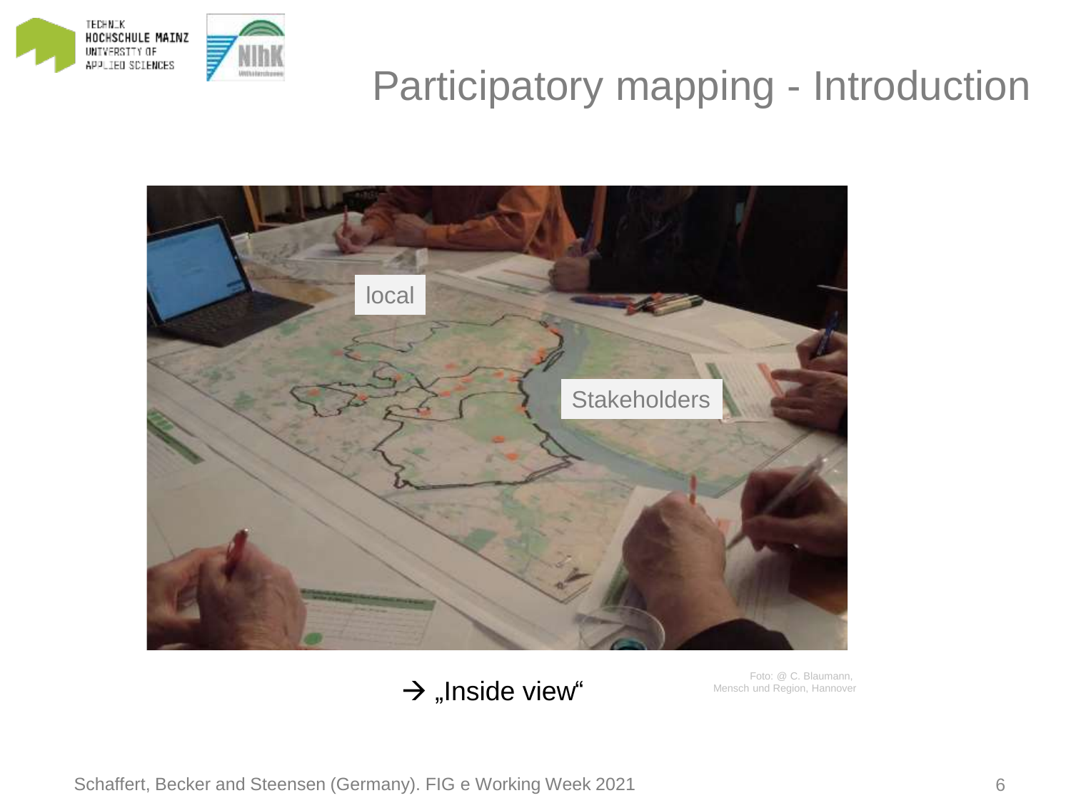# Participatory mapping - Introduction

local

Stakeholders

→ „Inside view“

Foto: @ C. Blaumann, Mensch und Region, Hannover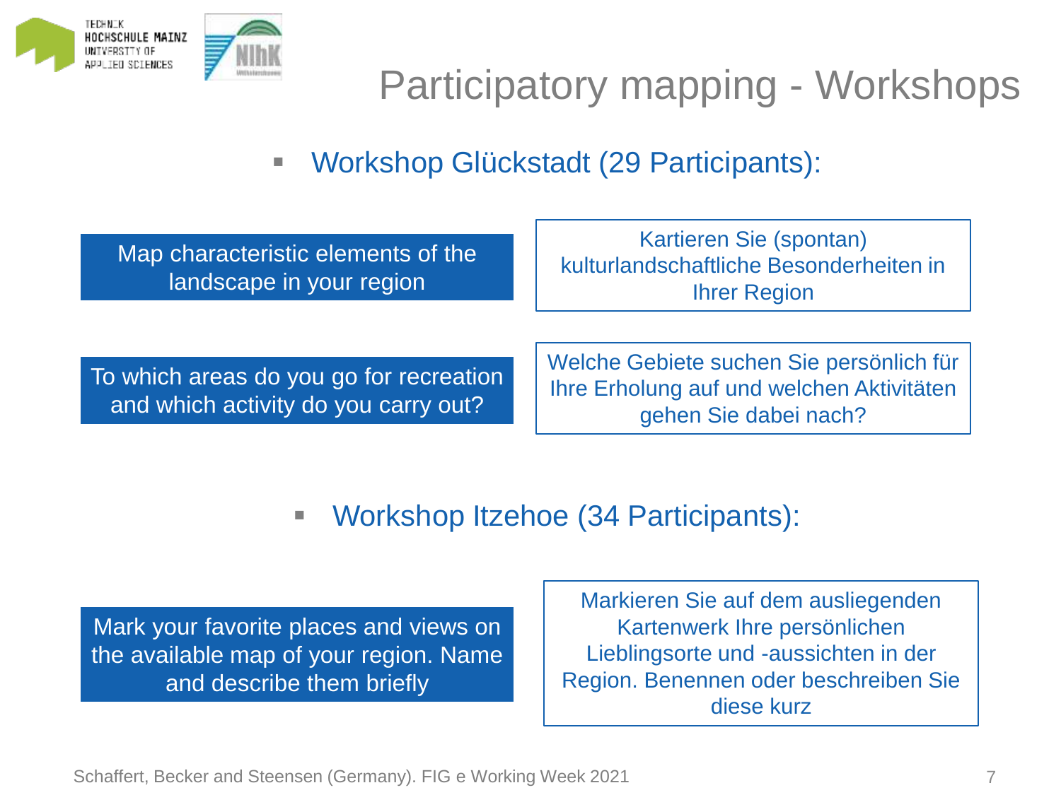# Participatory mapping - Workshops

- Workshop Glückstadt (29 Participants):

| Map characteristic elements of the landscape in your region | Kartieren Sie (spontan) kulturlandschaftliche Besonderheiten in Ihrer Region |
|---|---|
| To which areas do you go for recreation and which activity do you carry out? | Welche Gebiete suchen Sie persönlich für Ihre Erholung auf und welchen Aktivitäten gehen Sie dabei nach? |

- Workshop Itzehoe (34 Participants):

| Mark your favorite places and views on the available map of your region. Name and describe them briefly | Markieren Sie auf dem ausliegenden Kartenwerk Ihre persönlichen Lieblingsorte und -aussichten in der Region. Benennen oder beschreiben Sie diese kurz |
|---|---|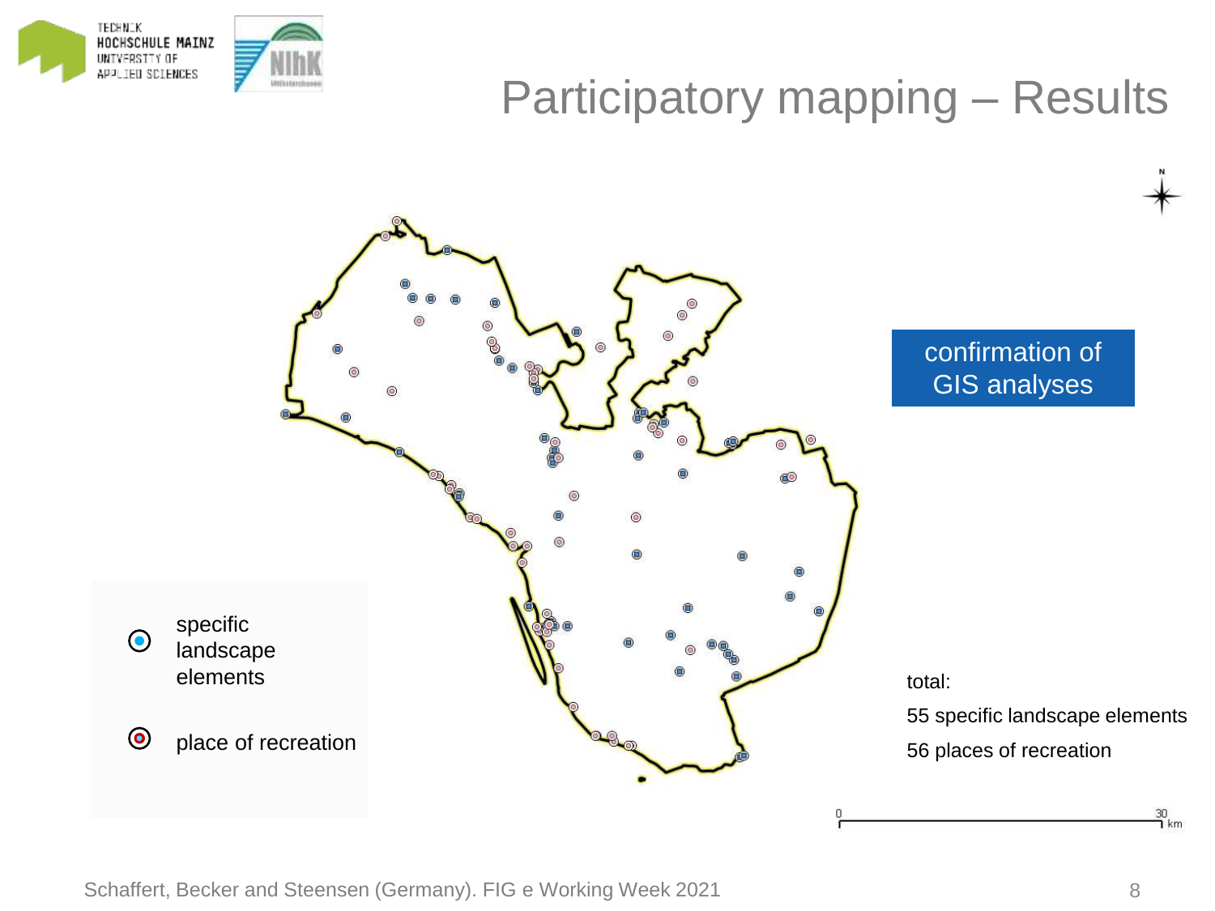# Participatory mapping – Results

confirmation of GIS analyses

specific landscape elements

place of recreation

total:

55 specific landscape elements

56 places of recreation

0 30 km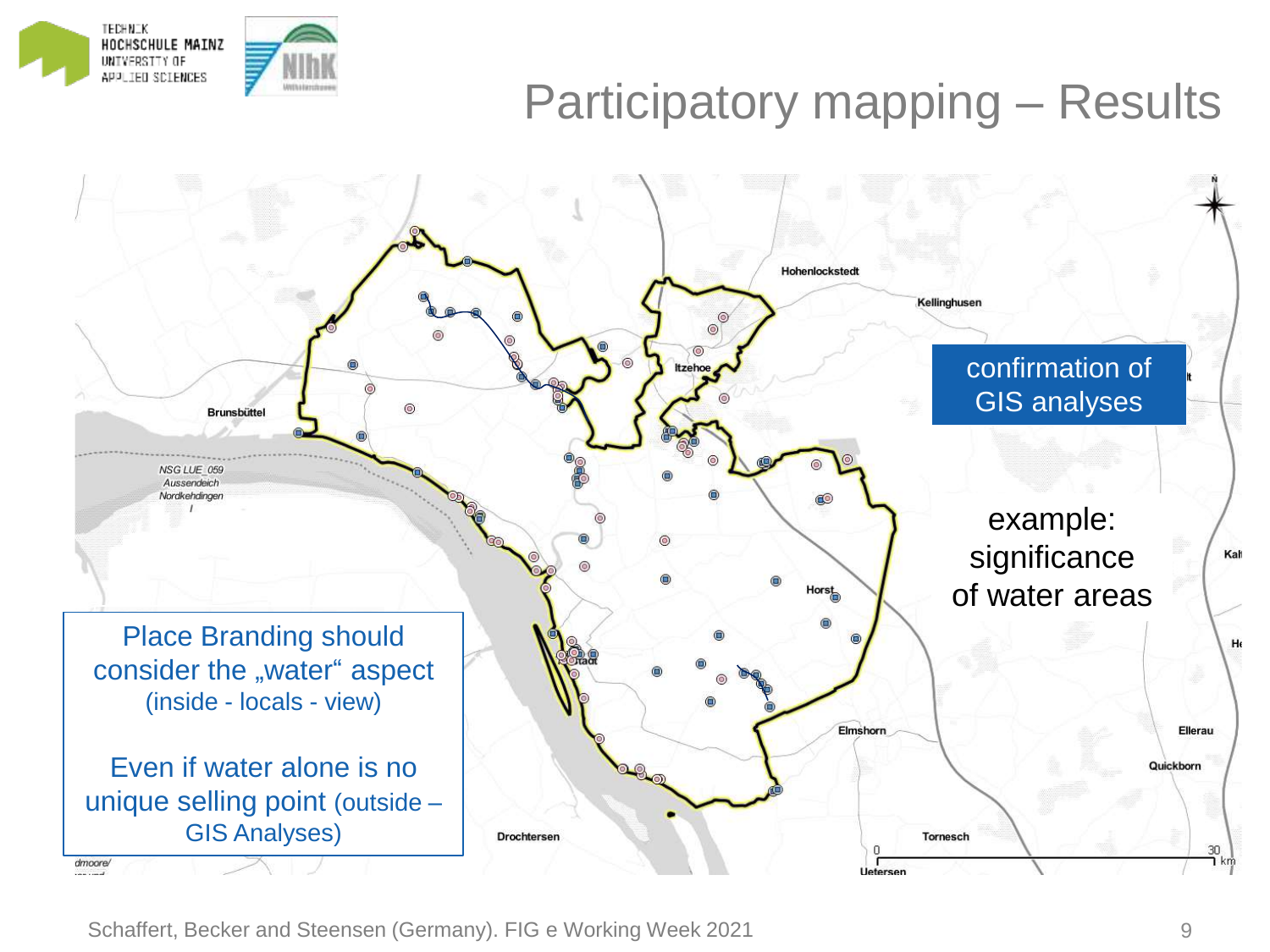# Participatory mapping – Results

confirmation of GIS analyses

example: significance of water areas

Place Branding should consider the „water" aspect (inside - locals - view)

Even if water alone is no unique selling point (outside – GIS Analyses)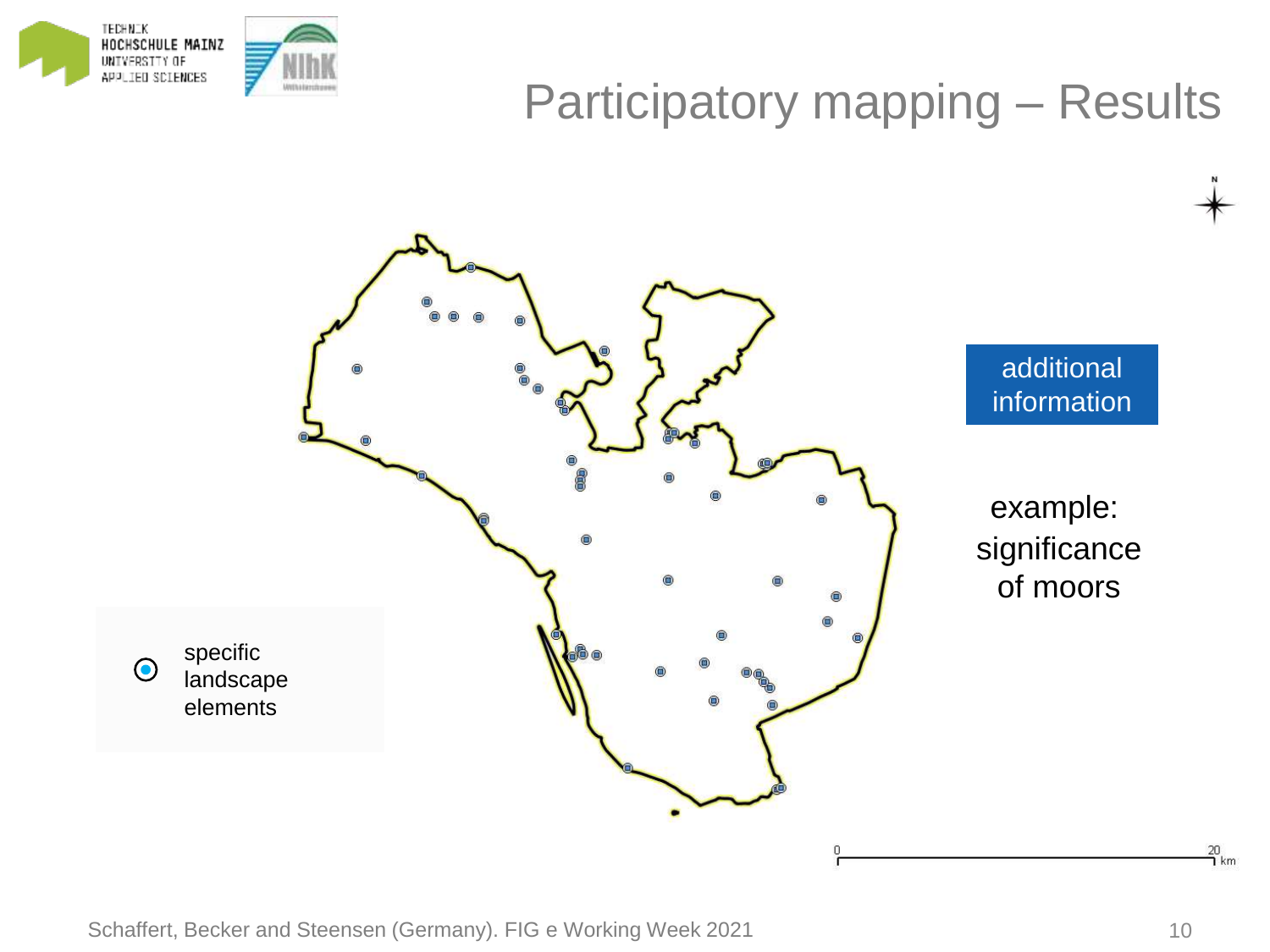# Participatory mapping – Results

additional information

example: significance of moors

specific landscape elements

0 20 km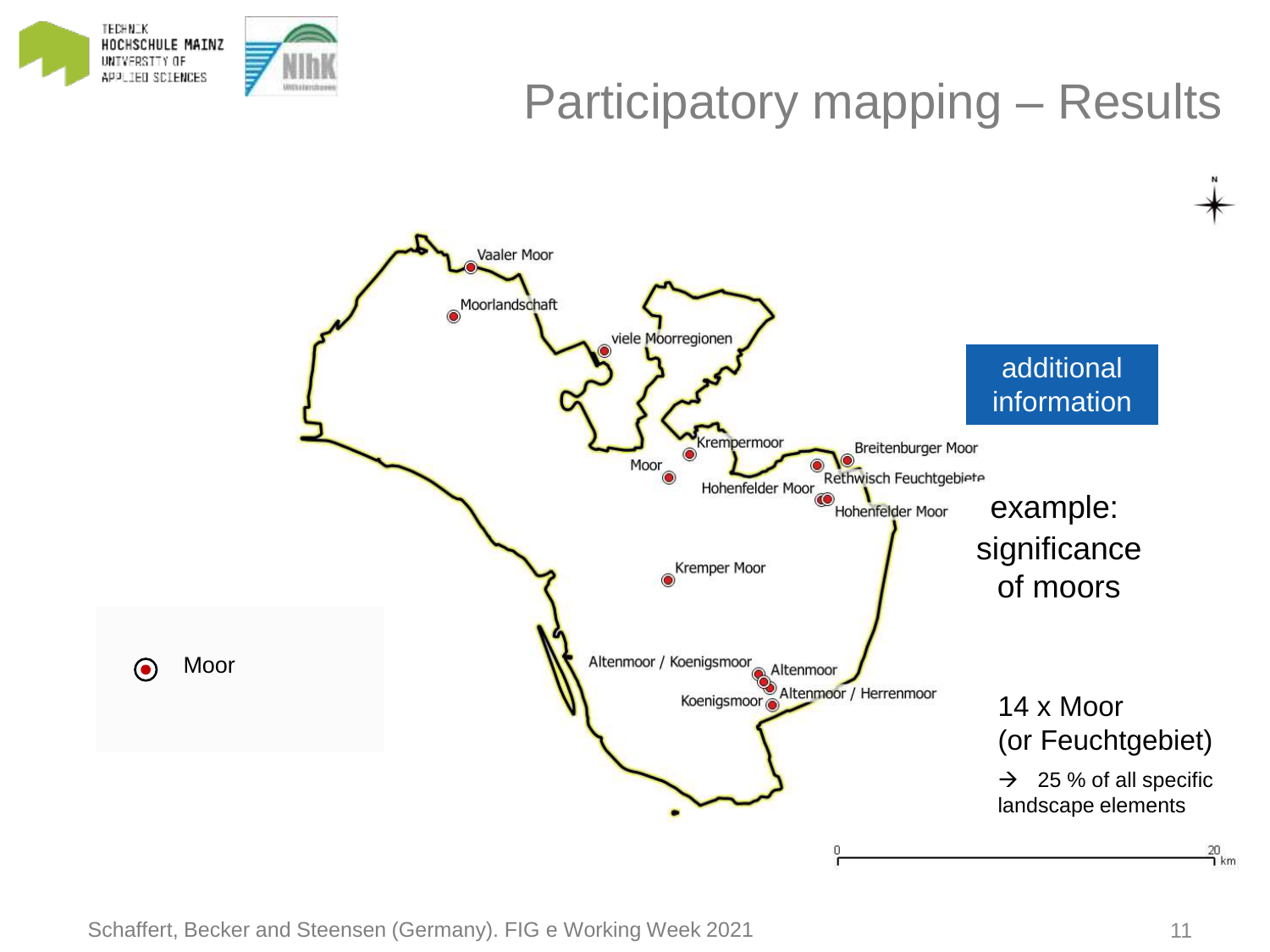# Participatory mapping – Results

Vaaler Moor

Moorlandschaft

viele Moorregionen

Krempermoor

Breitenburger Moor

Moor

Rethwisch Feuchtgebiete

Hohenfelder Moor

Hohenfelder Moor

Kremper Moor

Altenmoor / Koenigsmoor

Altenmoor

Altenmoor / Herrenmoor

Koenigsmoor

Moor

0 20 km

additional information

example: significance of moors

14 x Moor (or Feuchtgebiet)

→ 25 % of all specific landscape elements

Schaffert, Becker and Steensen (Germany). FIG e Working Week 2021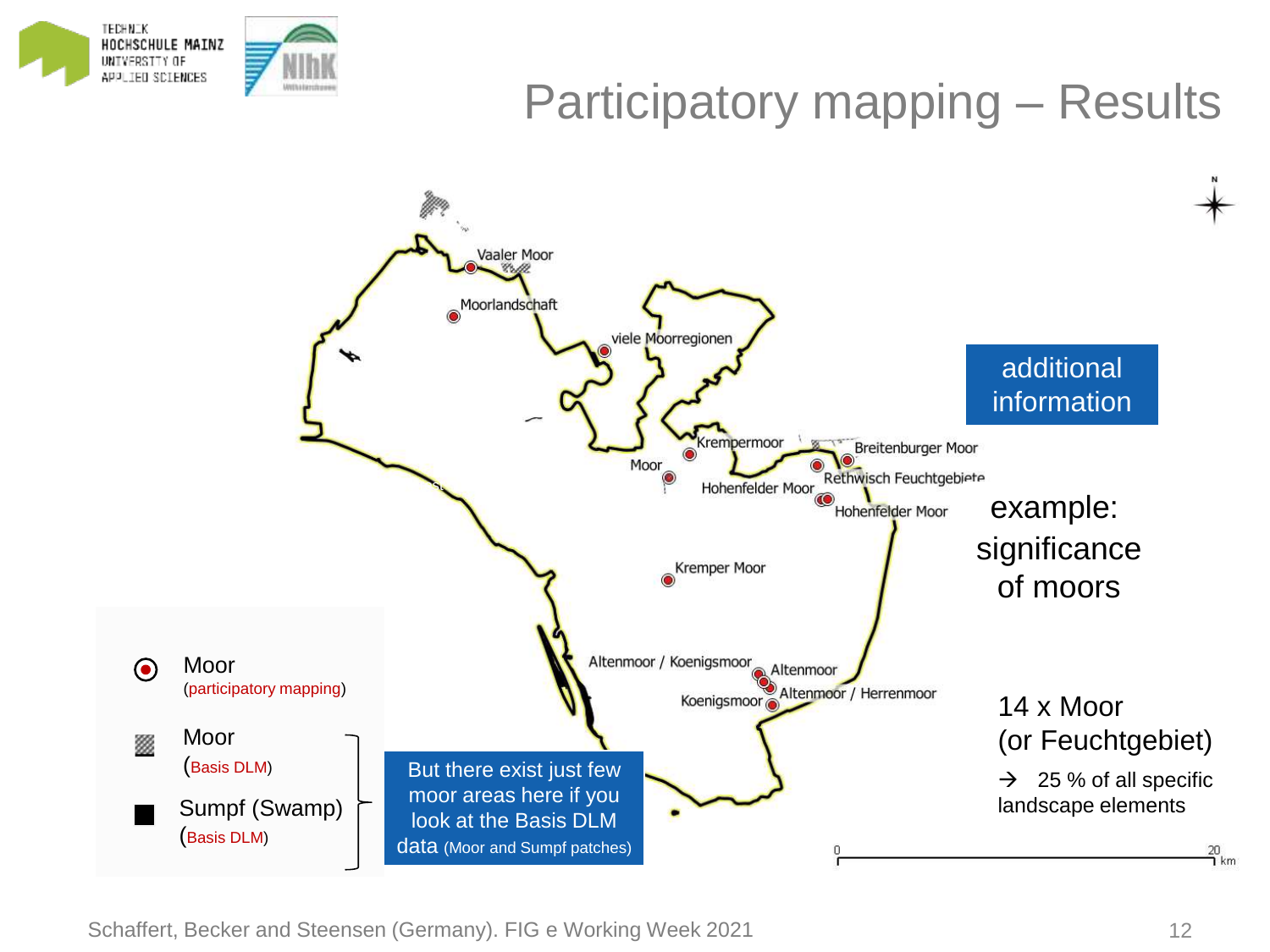# Participatory mapping – Results

Vaaler Moor

Moorlandschaft

viele Moorregionen

Krempermoor

Breitenburger Moor

Moor

Rethwisch Feuchtgebiete

Hohenfelder Moor

Hohenfelder Moor

Kremper Moor

Altenmoor / Koenigsmoor

Altenmoor

Altenmoor / Herrenmoor

Koenigsmoor

0 — 20 km

- Moor (participatory mapping)
- Moor (Basis DLM)
- Sumpf (Swamp) (Basis DLM)

But there exist just few moor areas here if you look at the Basis DLM data (Moor and Sumpf patches)

additional information

example: significance of moors

14 x Moor (or Feuchtgebiet)

→ 25 % of all specific landscape elements

Schaffert, Becker and Steensen (Germany). FIG e Working Week 2021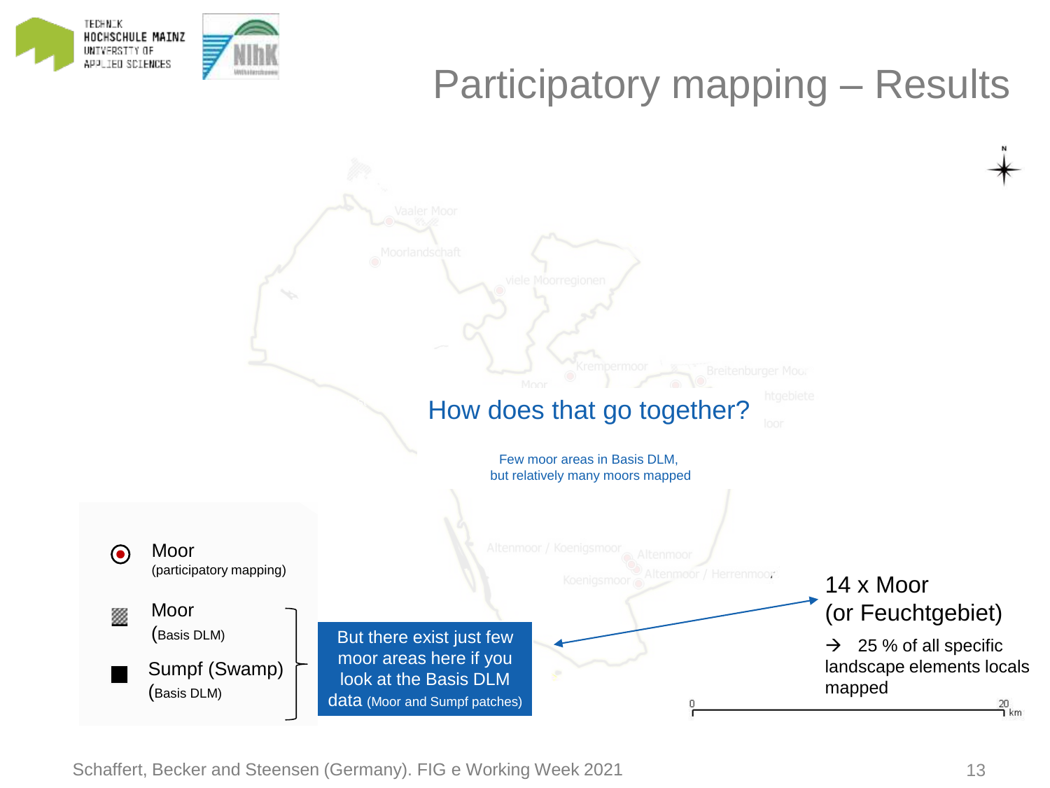# Participatory mapping – Results

## How does that go together?

Few moor areas in Basis DLM,
but relatively many moors mapped

Moor (participatory mapping)

Moor (Basis DLM)

Sumpf (Swamp) (Basis DLM)

But there exist just few moor areas here if you look at the Basis DLM data (Moor and Sumpf patches)

14 x Moor
(or Feuchtgebiet)

→ 25 % of all specific landscape elements locals mapped

Vaaler Moor

Moorlandschaft

viele Moorregionen

Krempermoor

Breitenburger Moor

Moor

Altenmoor / Koenigsmoor

Altenmoor

Koenigsmoor

Altenmoor / Herrenmoor

0 — 20 km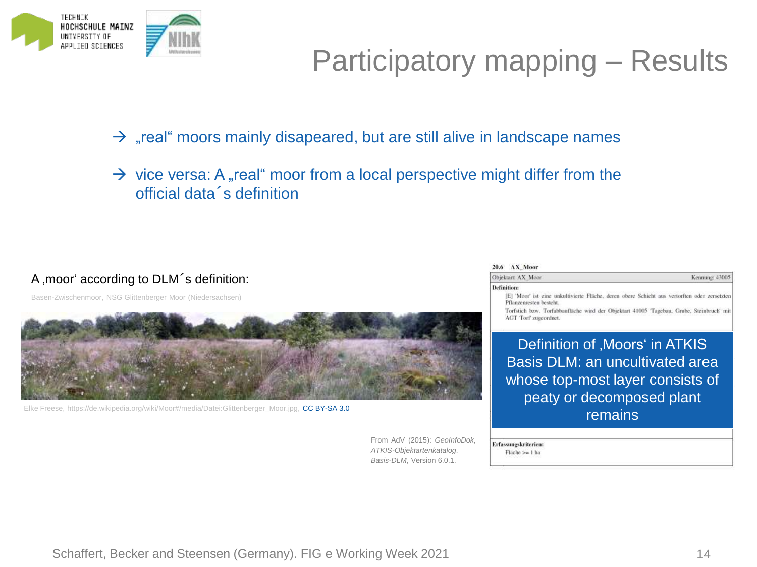# Participatory mapping – Results

→ „real“ moors mainly disapeared, but are still alive in landscape names

→ vice versa: A „real“ moor from a local perspective might differ from the official data´s definition

A ‚moor‘ according to DLM´s definition:

Basen-Zwischenmoor, NSG Glittenberger Moor (Niedersachsen)

Elke Freese, https://de.wikipedia.org/wiki/Moor#/media/Datei:Glittenberger_Moor.jpg, CC BY-SA 3.0

20.6 AX_Moor

| Objektart: AX_Moor | Kennung: 43005 |
|---|---|
| **Definition:** [E] 'Moor' ist eine unkultivierte Fläche, deren obere Schicht aus vertorften oder zersetzten Pflanzenresten besteht. Torfstich bzw. Torfabbaufläche wird der Objektart 41005 'Tagebau, Grube, Steinbruch' mit AGT 'Torf' zugeordnet. | |
| **Erfassungskriterien:** Fläche >= 1 ha | |

Definition of ‚Moors‘ in ATKIS Basis DLM: an uncultivated area whose top-most layer consists of peaty or decomposed plant remains

From AdV (2015): *GeoInfoDok, ATKIS-Objektartenkatalog. Basis-DLM*, Version 6.0.1.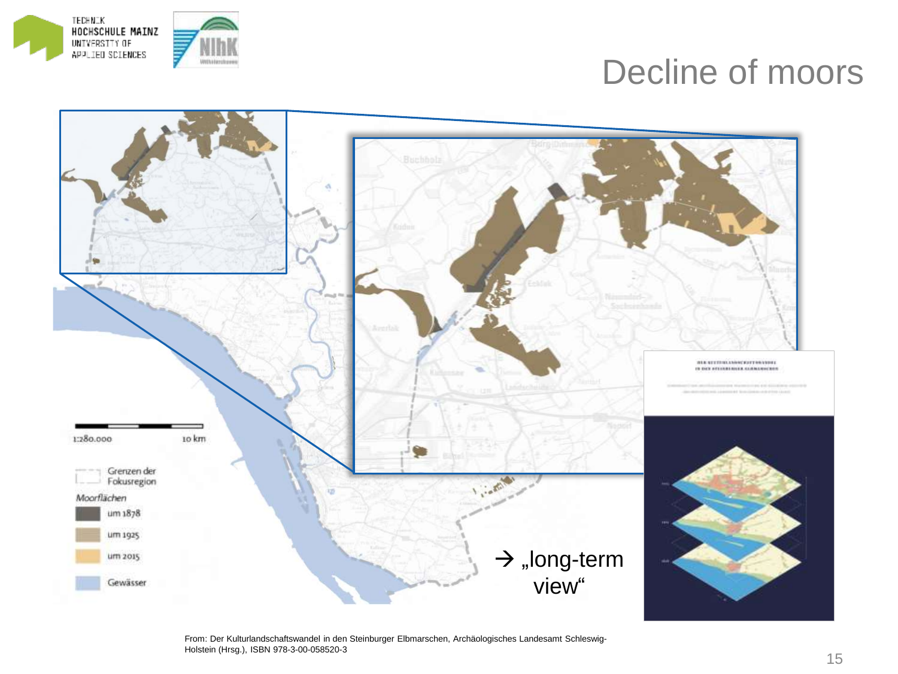# Decline of moors

1:280.000 10 km

Grenzen der Fokusregion

*Moorflächen*

- um 1878
- um 1925
- um 2015

Gewässer

→ „long-term view“

From: Der Kulturlandschaftswandel in den Steinburger Elbmarschen, Archäologisches Landesamt Schleswig-Holstein (Hrsg.), ISBN 978-3-00-058520-3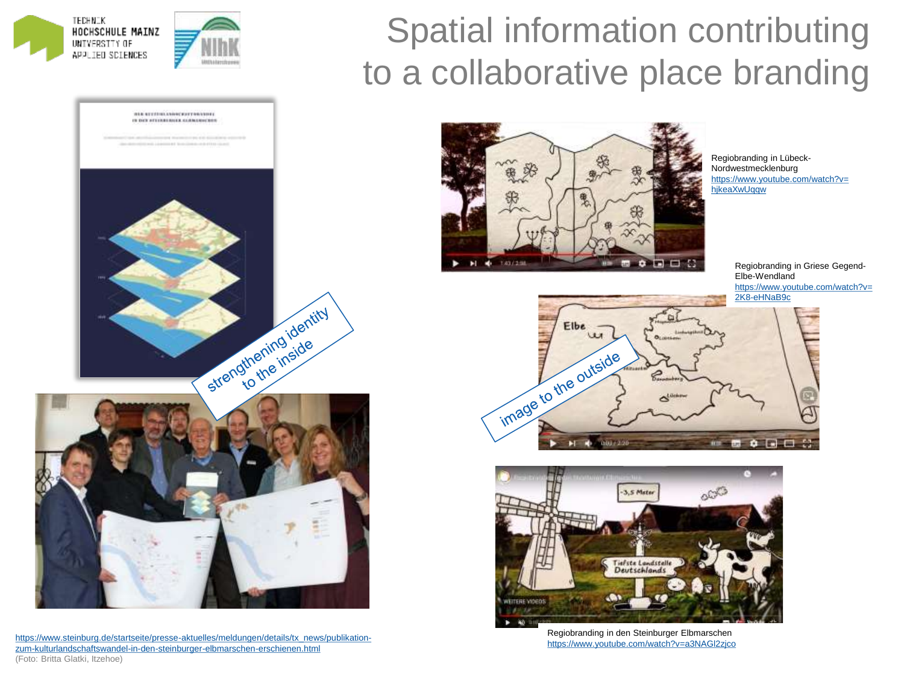# Spatial information contributing to a collaborative place branding

strengthening identity to the inside

image to the outside

Regiobranding in Lübeck-Nordwestmecklenburg
https://www.youtube.com/watch?v=hjkeaXwUqqw

Regiobranding in Griese Gegend-Elbe-Wendland
https://www.youtube.com/watch?v=2K8-eHNaB9c

Regiobranding in den Steinburger Elbmarschen
https://www.youtube.com/watch?v=a3NAGl2zjco

https://www.steinburg.de/startseite/presse-aktuelles/meldungen/details/tx_news/publikation-zum-kulturlandschaftswandel-in-den-steinburger-elbmarschen-erschienen.html
(Foto: Britta Glatki, Itzehoe)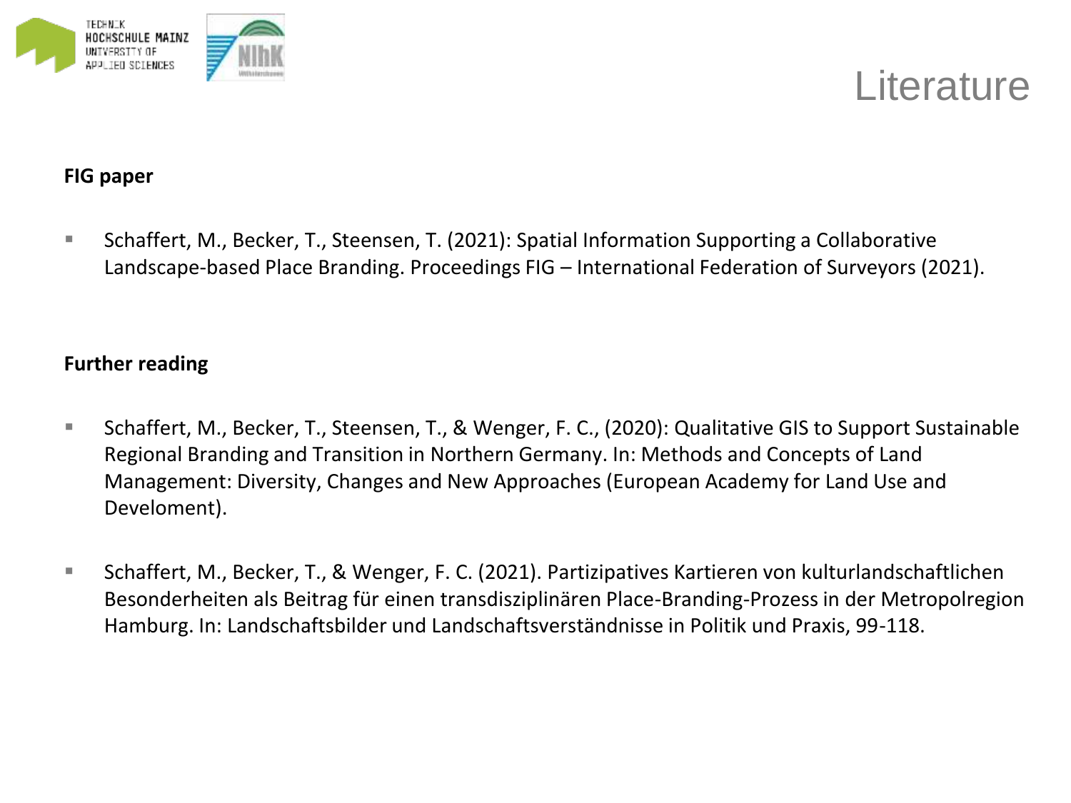# Literature

**FIG paper**

- Schaffert, M., Becker, T., Steensen, T. (2021): Spatial Information Supporting a Collaborative Landscape-based Place Branding. Proceedings FIG – International Federation of Surveyors (2021).

**Further reading**

- Schaffert, M., Becker, T., Steensen, T., & Wenger, F. C., (2020): Qualitative GIS to Support Sustainable Regional Branding and Transition in Northern Germany. In: Methods and Concepts of Land Management: Diversity, Changes and New Approaches (European Academy for Land Use and Develoment).

- Schaffert, M., Becker, T., & Wenger, F. C. (2021). Partizipatives Kartieren von kulturlandschaftlichen Besonderheiten als Beitrag für einen transdisziplinären Place-Branding-Prozess in der Metropolregion Hamburg. In: Landschaftsbilder und Landschaftsverständnisse in Politik und Praxis, 99-118.